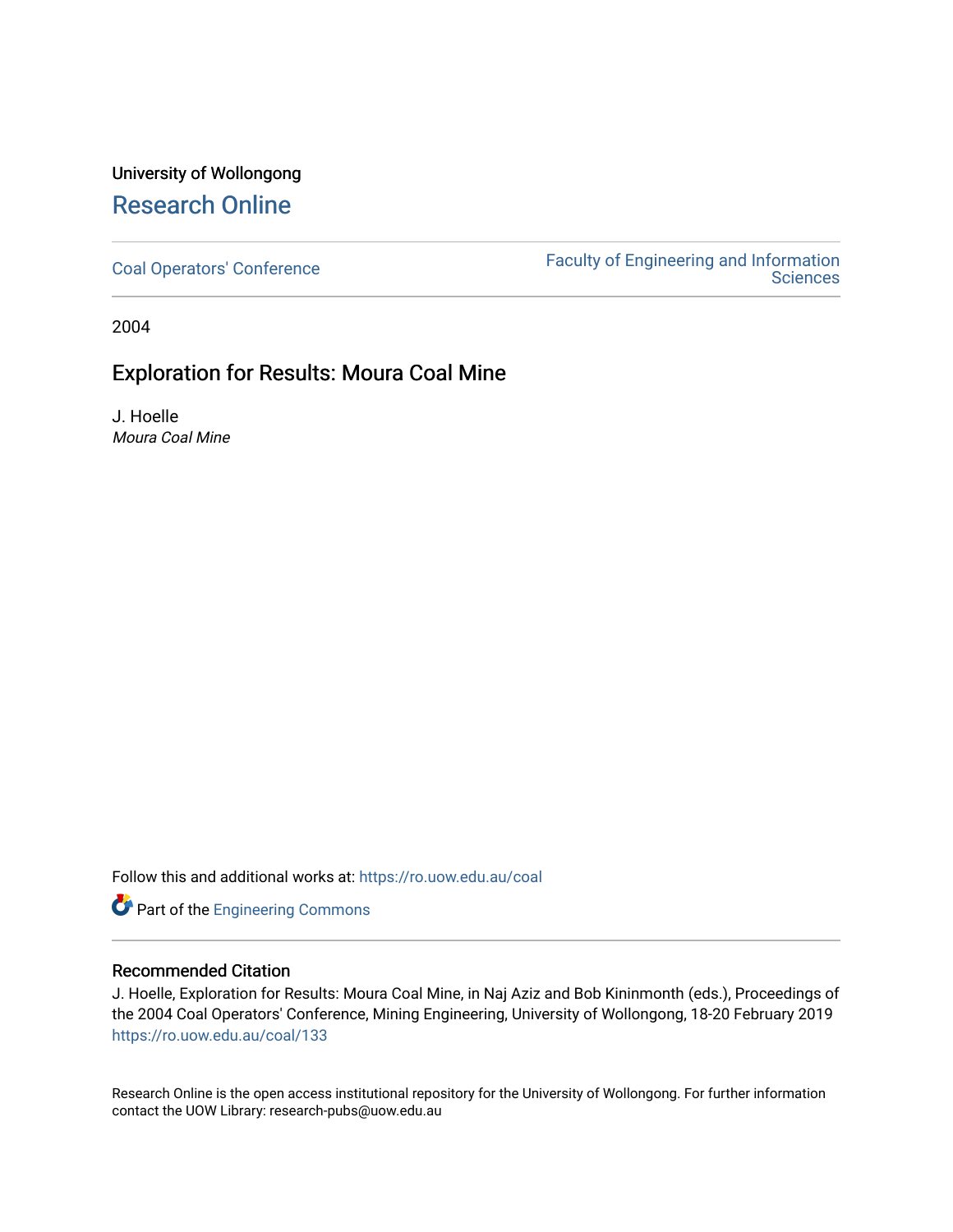University of Wollongong

# Research Online

Coal Operators' Conference

Faculty of Engineering and Information Sciences

2004

## Exploration for Results: Moura Coal Mine

J. Hoelle
*Moura Coal Mine*

Follow this and additional works at: https://ro.uow.edu.au/coal

Part of the Engineering Commons

### Recommended Citation

J. Hoelle, Exploration for Results: Moura Coal Mine, in Naj Aziz and Bob Kininmonth (eds.), Proceedings of the 2004 Coal Operators' Conference, Mining Engineering, University of Wollongong, 18-20 February 2019
https://ro.uow.edu.au/coal/133

Research Online is the open access institutional repository for the University of Wollongong. For further information contact the UOW Library: research-pubs@uow.edu.au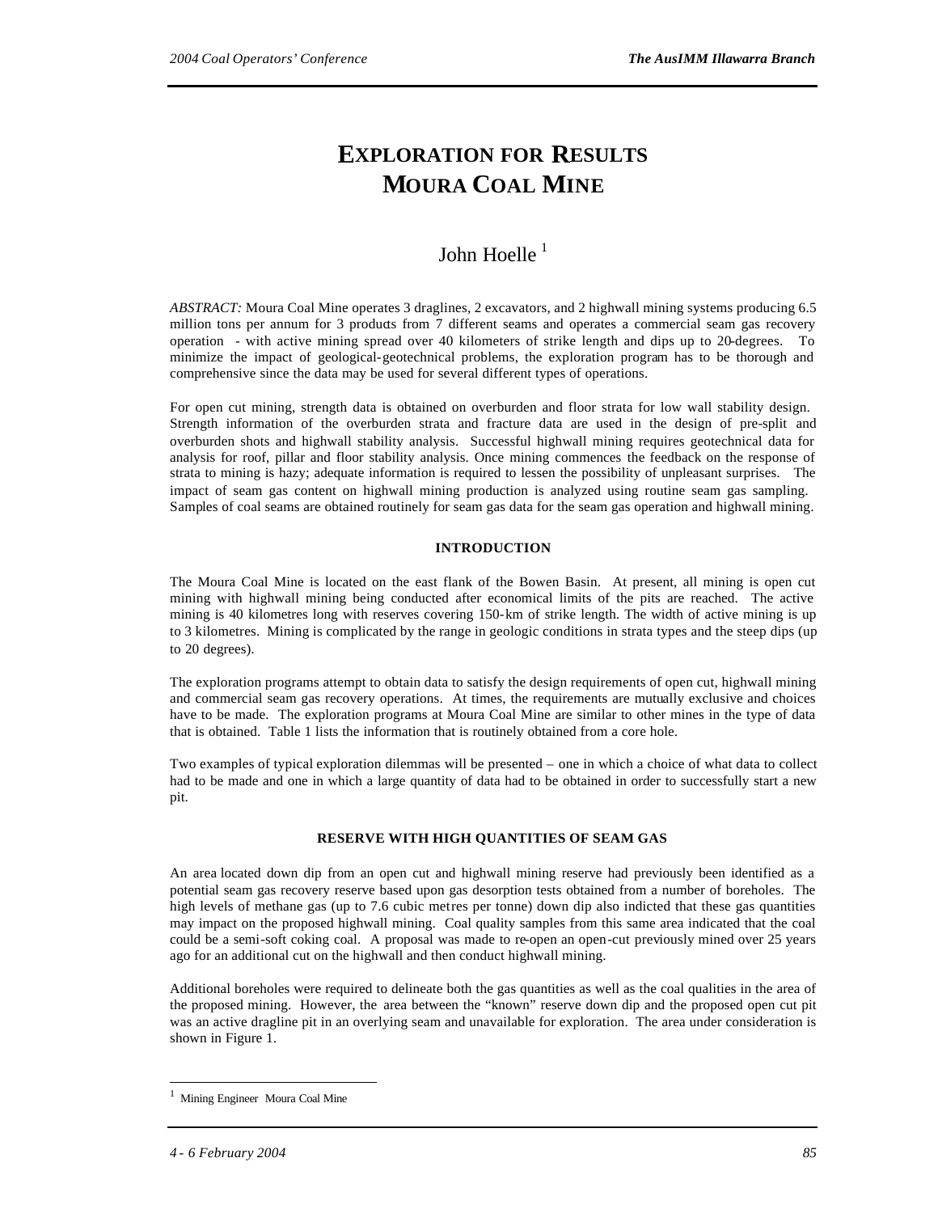# EXPLORATION FOR RESULTS MOURA COAL MINE

John Hoelle [1]

*ABSTRACT:* Moura Coal Mine operates 3 draglines, 2 excavators, and 2 highwall mining systems producing 6.5 million tons per annum for 3 products from 7 different seams and operates a commercial seam gas recovery operation - with active mining spread over 40 kilometers of strike length and dips up to 20-degrees. To minimize the impact of geological-geotechnical problems, the exploration program has to be thorough and comprehensive since the data may be used for several different types of operations.

For open cut mining, strength data is obtained on overburden and floor strata for low wall stability design. Strength information of the overburden strata and fracture data are used in the design of pre-split and overburden shots and highwall stability analysis. Successful highwall mining requires geotechnical data for analysis for roof, pillar and floor stability analysis. Once mining commences the feedback on the response of strata to mining is hazy; adequate information is required to lessen the possibility of unpleasant surprises. The impact of seam gas content on highwall mining production is analyzed using routine seam gas sampling. Samples of coal seams are obtained routinely for seam gas data for the seam gas operation and highwall mining.

## INTRODUCTION

The Moura Coal Mine is located on the east flank of the Bowen Basin. At present, all mining is open cut mining with highwall mining being conducted after economical limits of the pits are reached. The active mining is 40 kilometres long with reserves covering 150-km of strike length. The width of active mining is up to 3 kilometres. Mining is complicated by the range in geologic conditions in strata types and the steep dips (up to 20 degrees).

The exploration programs attempt to obtain data to satisfy the design requirements of open cut, highwall mining and commercial seam gas recovery operations. At times, the requirements are mutually exclusive and choices have to be made. The exploration programs at Moura Coal Mine are similar to other mines in the type of data that is obtained. Table 1 lists the information that is routinely obtained from a core hole.

Two examples of typical exploration dilemmas will be presented – one in which a choice of what data to collect had to be made and one in which a large quantity of data had to be obtained in order to successfully start a new pit.

## RESERVE WITH HIGH QUANTITIES OF SEAM GAS

An area located down dip from an open cut and highwall mining reserve had previously been identified as a potential seam gas recovery reserve based upon gas desorption tests obtained from a number of boreholes. The high levels of methane gas (up to 7.6 cubic metres per tonne) down dip also indicted that these gas quantities may impact on the proposed highwall mining. Coal quality samples from this same area indicated that the coal could be a semi-soft coking coal. A proposal was made to re-open an open-cut previously mined over 25 years ago for an additional cut on the highwall and then conduct highwall mining.

Additional boreholes were required to delineate both the gas quantities as well as the coal qualities in the area of the proposed mining. However, the area between the "known" reserve down dip and the proposed open cut pit was an active dragline pit in an overlying seam and unavailable for exploration. The area under consideration is shown in Figure 1.

[1] Mining Engineer Moura Coal Mine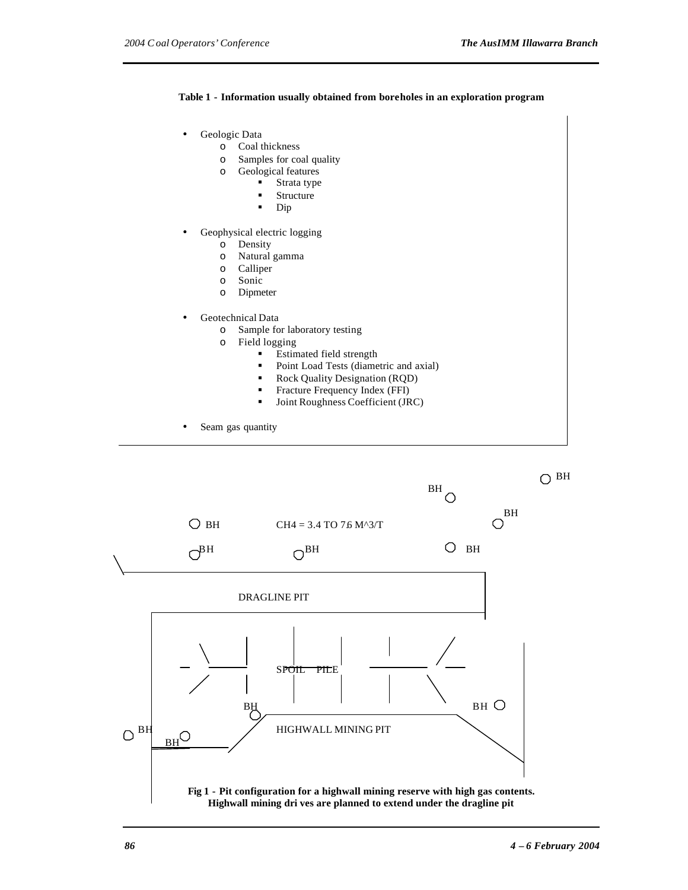**Table 1 - Information usually obtained from boreholes in an exploration program**

- Geologic Data
  - Coal thickness
  - Samples for coal quality
  - Geological features
    - Strata type
    - Structure
    - Dip
- Geophysical electric logging
  - Density
  - Natural gamma
  - Calliper
  - Sonic
  - Dipmeter
- Geotechnical Data
  - Sample for laboratory testing
  - Field logging
    - Estimated field strength
    - Point Load Tests (diametric and axial)
    - Rock Quality Designation (RQD)
    - Fracture Frequency Index (FFI)
    - Joint Roughness Coefficient (JRC)
- Seam gas quantity

BH BH BH BH BH BH BH BH

CH4 = 3.4 TO 7.6 M^3/T

DRAGLINE PIT

SPOIL PILE

BH BH BH BH

HIGHWALL MINING PIT

**Fig 1 - Pit configuration for a highwall mining reserve with high gas contents. Highwall mining drives are planned to extend under the dragline pit**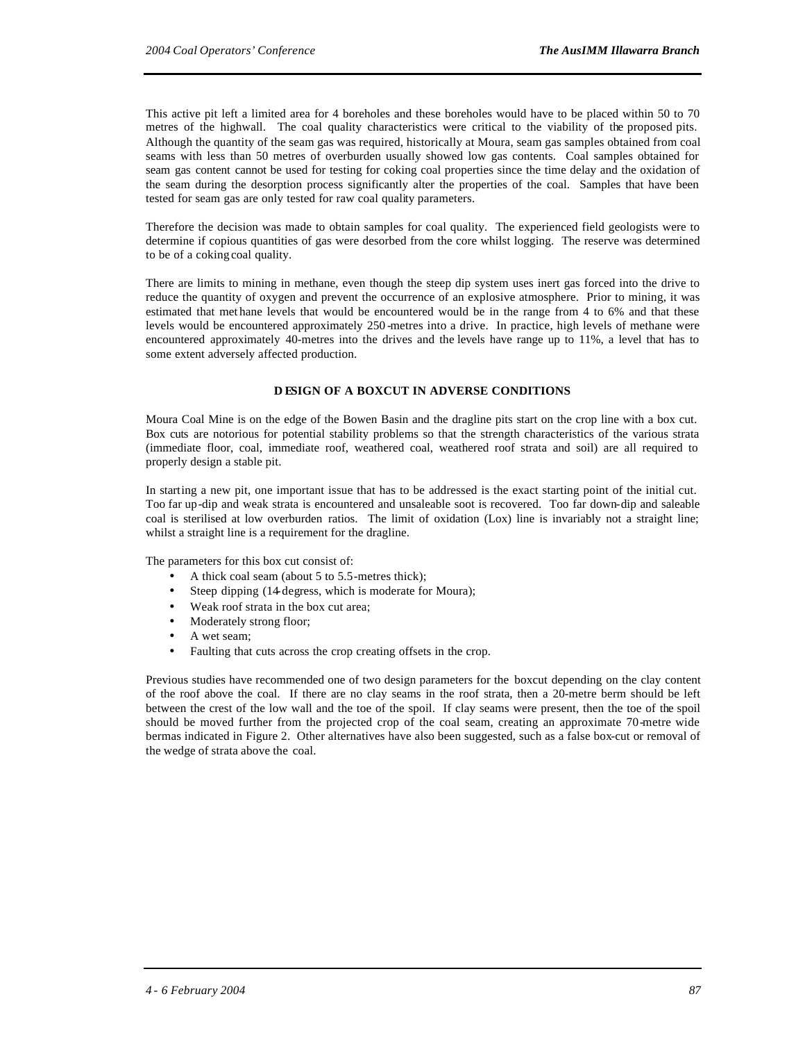This active pit left a limited area for 4 boreholes and these boreholes would have to be placed within 50 to 70 metres of the highwall. The coal quality characteristics were critical to the viability of the proposed pits. Although the quantity of the seam gas was required, historically at Moura, seam gas samples obtained from coal seams with less than 50 metres of overburden usually showed low gas contents. Coal samples obtained for seam gas content cannot be used for testing for coking coal properties since the time delay and the oxidation of the seam during the desorption process significantly alter the properties of the coal. Samples that have been tested for seam gas are only tested for raw coal quality parameters.

Therefore the decision was made to obtain samples for coal quality. The experienced field geologists were to determine if copious quantities of gas were desorbed from the core whilst logging. The reserve was determined to be of a coking coal quality.

There are limits to mining in methane, even though the steep dip system uses inert gas forced into the drive to reduce the quantity of oxygen and prevent the occurrence of an explosive atmosphere. Prior to mining, it was estimated that methane levels that would be encountered would be in the range from 4 to 6% and that these levels would be encountered approximately 250-metres into a drive. In practice, high levels of methane were encountered approximately 40-metres into the drives and the levels have range up to 11%, a level that has to some extent adversely affected production.

## DESIGN OF A BOXCUT IN ADVERSE CONDITIONS

Moura Coal Mine is on the edge of the Bowen Basin and the dragline pits start on the crop line with a box cut. Box cuts are notorious for potential stability problems so that the strength characteristics of the various strata (immediate floor, coal, immediate roof, weathered coal, weathered roof strata and soil) are all required to properly design a stable pit.

In starting a new pit, one important issue that has to be addressed is the exact starting point of the initial cut. Too far up-dip and weak strata is encountered and unsaleable soot is recovered. Too far down-dip and saleable coal is sterilised at low overburden ratios. The limit of oxidation (Lox) line is invariably not a straight line; whilst a straight line is a requirement for the dragline.

The parameters for this box cut consist of:

- A thick coal seam (about 5 to 5.5-metres thick);
- Steep dipping (14-degress, which is moderate for Moura);
- Weak roof strata in the box cut area;
- Moderately strong floor;
- A wet seam;
- Faulting that cuts across the crop creating offsets in the crop.

Previous studies have recommended one of two design parameters for the boxcut depending on the clay content of the roof above the coal. If there are no clay seams in the roof strata, then a 20-metre berm should be left between the crest of the low wall and the toe of the spoil. If clay seams were present, then the toe of the spoil should be moved further from the projected crop of the coal seam, creating an approximate 70-metre wide bermas indicated in Figure 2. Other alternatives have also been suggested, such as a false box-cut or removal of the wedge of strata above the coal.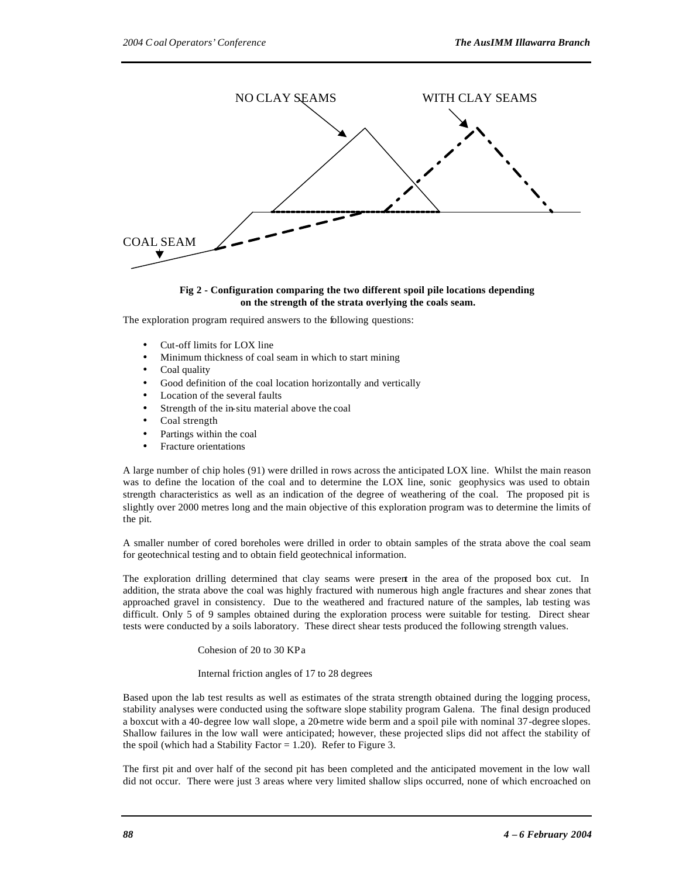**Fig 2 - Configuration comparing the two different spoil pile locations depending on the strength of the strata overlying the coals seam.**

The exploration program required answers to the following questions:

- Cut-off limits for LOX line
- Minimum thickness of coal seam in which to start mining
- Coal quality
- Good definition of the coal location horizontally and vertically
- Location of the several faults
- Strength of the in-situ material above the coal
- Coal strength
- Partings within the coal
- Fracture orientations

A large number of chip holes (91) were drilled in rows across the anticipated LOX line. Whilst the main reason was to define the location of the coal and to determine the LOX line, sonic geophysics was used to obtain strength characteristics as well as an indication of the degree of weathering of the coal. The proposed pit is slightly over 2000 metres long and the main objective of this exploration program was to determine the limits of the pit.

A smaller number of cored boreholes were drilled in order to obtain samples of the strata above the coal seam for geotechnical testing and to obtain field geotechnical information.

The exploration drilling determined that clay seams were present in the area of the proposed box cut. In addition, the strata above the coal was highly fractured with numerous high angle fractures and shear zones that approached gravel in consistency. Due to the weathered and fractured nature of the samples, lab testing was difficult. Only 5 of 9 samples obtained during the exploration process were suitable for testing. Direct shear tests were conducted by a soils laboratory. These direct shear tests produced the following strength values.

Cohesion of 20 to 30 KPa

Internal friction angles of 17 to 28 degrees

Based upon the lab test results as well as estimates of the strata strength obtained during the logging process, stability analyses were conducted using the software slope stability program Galena. The final design produced a boxcut with a 40-degree low wall slope, a 20-metre wide berm and a spoil pile with nominal 37-degree slopes. Shallow failures in the low wall were anticipated; however, these projected slips did not affect the stability of the spoil (which had a Stability Factor = 1.20). Refer to Figure 3.

The first pit and over half of the second pit has been completed and the anticipated movement in the low wall did not occur. There were just 3 areas where very limited shallow slips occurred, none of which encroached on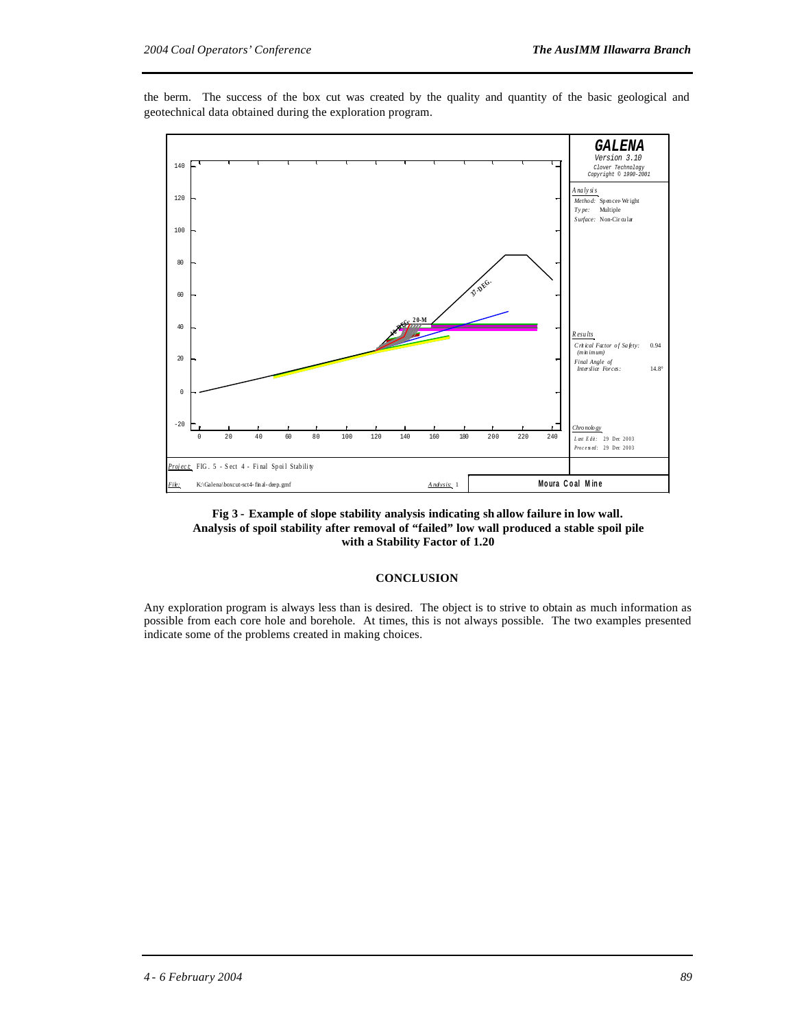the berm. The success of the box cut was created by the quality and quantity of the basic geological and geotechnical data obtained during the exploration program.

GALENA
Version 3.10
Clover Technology
Copyright © 1990-2001

Analysis
Method: Spencer-Wright
Type: Multiple
Surface: Non-Circular

Results
Critical Factor of Safety: 0.94
(minimum)
Final Angle of
Interslice Forces: 14.8°

Chronology
Last Edit: 29 Dec 2003
Processed: 29 Dec 2003

37-DEG.
20-M

Project: FIG. 5 - Sect 4 - Final Spoil Stability
File: K:\Galena\boxcut-sct4-final-deep.gmf
Analysis: 1
Moura Coal Mine

**Fig 3 - Example of slope stability analysis indicating shallow failure in low wall. Analysis of spoil stability after removal of "failed" low wall produced a stable spoil pile with a Stability Factor of 1.20**

## CONCLUSION

Any exploration program is always less than is desired. The object is to strive to obtain as much information as possible from each core hole and borehole. At times, this is not always possible. The two examples presented indicate some of the problems created in making choices.